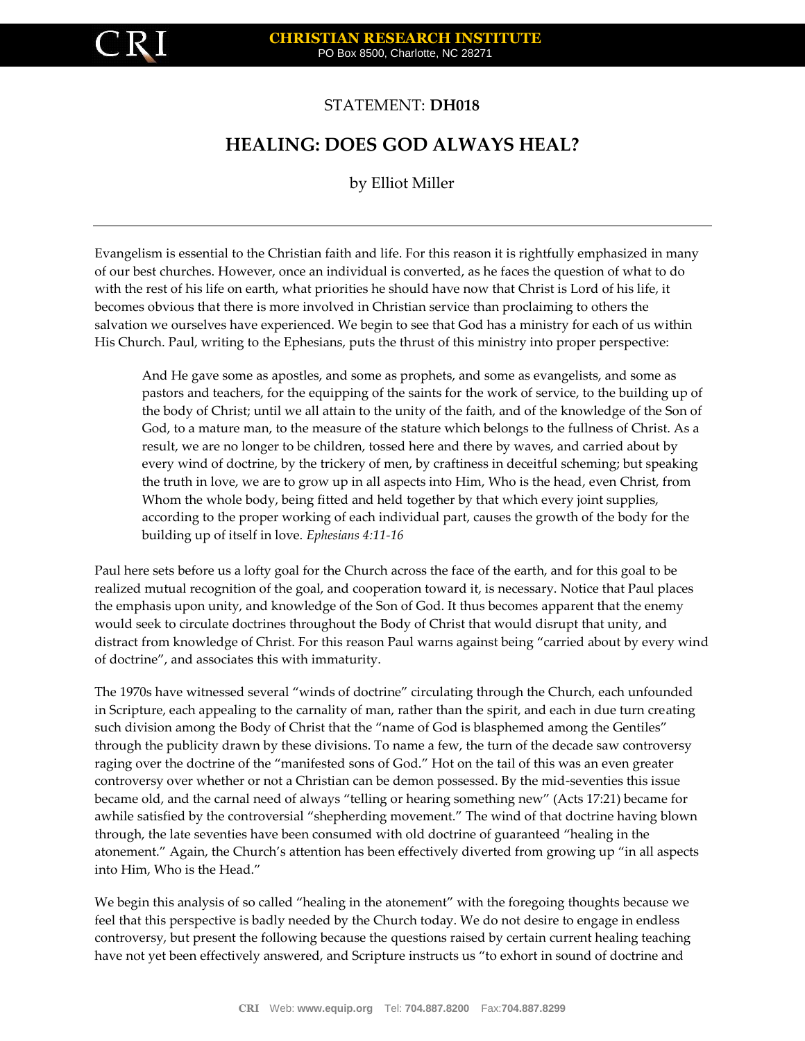STATEMENT: **DH018**

# HEALING: DOES GOD ALWAYS HEAL?

by Elliot Miller

---

Evangelism is essential to the Christian faith and life. For this reason it is rightfully emphasized in many of our best churches. However, once an individual is converted, as he faces the question of what to do with the rest of his life on earth, what priorities he should have now that Christ is Lord of his life, it becomes obvious that there is more involved in Christian service than proclaiming to others the salvation we ourselves have experienced. We begin to see that God has a ministry for each of us within His Church. Paul, writing to the Ephesians, puts the thrust of this ministry into proper perspective:

> And He gave some as apostles, and some as prophets, and some as evangelists, and some as pastors and teachers, for the equipping of the saints for the work of service, to the building up of the body of Christ; until we all attain to the unity of the faith, and of the knowledge of the Son of God, to a mature man, to the measure of the stature which belongs to the fullness of Christ. As a result, we are no longer to be children, tossed here and there by waves, and carried about by every wind of doctrine, by the trickery of men, by craftiness in deceitful scheming; but speaking the truth in love, we are to grow up in all aspects into Him, Who is the head, even Christ, from Whom the whole body, being fitted and held together by that which every joint supplies, according to the proper working of each individual part, causes the growth of the body for the building up of itself in love. *Ephesians 4:11-16*

Paul here sets before us a lofty goal for the Church across the face of the earth, and for this goal to be realized mutual recognition of the goal, and cooperation toward it, is necessary. Notice that Paul places the emphasis upon unity, and knowledge of the Son of God. It thus becomes apparent that the enemy would seek to circulate doctrines throughout the Body of Christ that would disrupt that unity, and distract from knowledge of Christ. For this reason Paul warns against being "carried about by every wind of doctrine", and associates this with immaturity.

The 1970s have witnessed several "winds of doctrine" circulating through the Church, each unfounded in Scripture, each appealing to the carnality of man, rather than the spirit, and each in due turn creating such division among the Body of Christ that the "name of God is blasphemed among the Gentiles" through the publicity drawn by these divisions. To name a few, the turn of the decade saw controversy raging over the doctrine of the "manifested sons of God." Hot on the tail of this was an even greater controversy over whether or not a Christian can be demon possessed. By the mid-seventies this issue became old, and the carnal need of always "telling or hearing something new" (Acts 17:21) became for awhile satisfied by the controversial "shepherding movement." The wind of that doctrine having blown through, the late seventies have been consumed with old doctrine of guaranteed "healing in the atonement." Again, the Church's attention has been effectively diverted from growing up "in all aspects into Him, Who is the Head."

We begin this analysis of so called "healing in the atonement" with the foregoing thoughts because we feel that this perspective is badly needed by the Church today. We do not desire to engage in endless controversy, but present the following because the questions raised by certain current healing teaching have not yet been effectively answered, and Scripture instructs us "to exhort in sound of doctrine and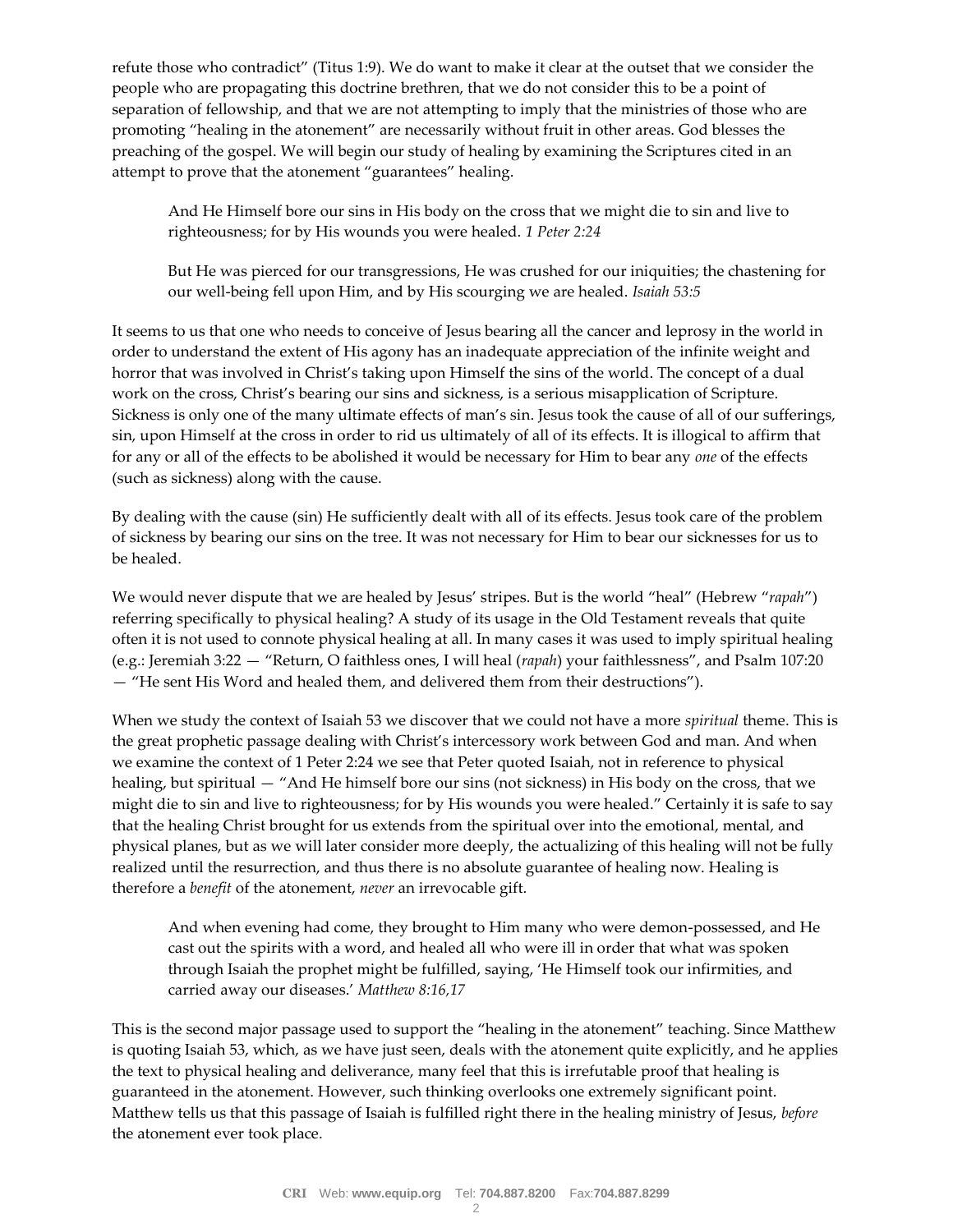refute those who contradict" (Titus 1:9). We do want to make it clear at the outset that we consider the people who are propagating this doctrine brethren, that we do not consider this to be a point of separation of fellowship, and that we are not attempting to imply that the ministries of those who are promoting "healing in the atonement" are necessarily without fruit in other areas. God blesses the preaching of the gospel. We will begin our study of healing by examining the Scriptures cited in an attempt to prove that the atonement "guarantees" healing.

> And He Himself bore our sins in His body on the cross that we might die to sin and live to righteousness; for by His wounds you were healed. *1 Peter 2:24*
>
> But He was pierced for our transgressions, He was crushed for our iniquities; the chastening for our well-being fell upon Him, and by His scourging we are healed. *Isaiah 53:5*

It seems to us that one who needs to conceive of Jesus bearing all the cancer and leprosy in the world in order to understand the extent of His agony has an inadequate appreciation of the infinite weight and horror that was involved in Christ's taking upon Himself the sins of the world. The concept of a dual work on the cross, Christ's bearing our sins and sickness, is a serious misapplication of Scripture. Sickness is only one of the many ultimate effects of man's sin. Jesus took the cause of all of our sufferings, sin, upon Himself at the cross in order to rid us ultimately of all of its effects. It is illogical to affirm that for any or all of the effects to be abolished it would be necessary for Him to bear any *one* of the effects (such as sickness) along with the cause.

By dealing with the cause (sin) He sufficiently dealt with all of its effects. Jesus took care of the problem of sickness by bearing our sins on the tree. It was not necessary for Him to bear our sicknesses for us to be healed.

We would never dispute that we are healed by Jesus' stripes. But is the world "heal" (Hebrew "*rapah*") referring specifically to physical healing? A study of its usage in the Old Testament reveals that quite often it is not used to connote physical healing at all. In many cases it was used to imply spiritual healing (e.g.: Jeremiah 3:22 — "Return, O faithless ones, I will heal (*rapah*) your faithlessness", and Psalm 107:20 — "He sent His Word and healed them, and delivered them from their destructions").

When we study the context of Isaiah 53 we discover that we could not have a more *spiritual* theme. This is the great prophetic passage dealing with Christ's intercessory work between God and man. And when we examine the context of 1 Peter 2:24 we see that Peter quoted Isaiah, not in reference to physical healing, but spiritual — "And He himself bore our sins (not sickness) in His body on the cross, that we might die to sin and live to righteousness; for by His wounds you were healed." Certainly it is safe to say that the healing Christ brought for us extends from the spiritual over into the emotional, mental, and physical planes, but as we will later consider more deeply, the actualizing of this healing will not be fully realized until the resurrection, and thus there is no absolute guarantee of healing now. Healing is therefore a *benefit* of the atonement, *never* an irrevocable gift.

> And when evening had come, they brought to Him many who were demon-possessed, and He cast out the spirits with a word, and healed all who were ill in order that what was spoken through Isaiah the prophet might be fulfilled, saying, 'He Himself took our infirmities, and carried away our diseases.' *Matthew 8:16,17*

This is the second major passage used to support the "healing in the atonement" teaching. Since Matthew is quoting Isaiah 53, which, as we have just seen, deals with the atonement quite explicitly, and he applies the text to physical healing and deliverance, many feel that this is irrefutable proof that healing is guaranteed in the atonement. However, such thinking overlooks one extremely significant point. Matthew tells us that this passage of Isaiah is fulfilled right there in the healing ministry of Jesus, *before* the atonement ever took place.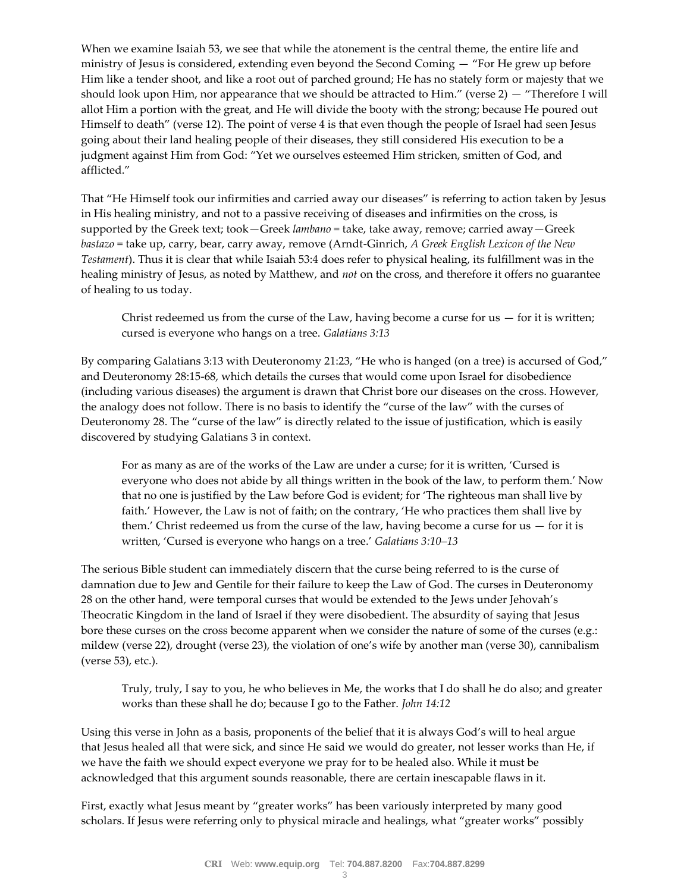When we examine Isaiah 53, we see that while the atonement is the central theme, the entire life and ministry of Jesus is considered, extending even beyond the Second Coming — "For He grew up before Him like a tender shoot, and like a root out of parched ground; He has no stately form or majesty that we should look upon Him, nor appearance that we should be attracted to Him." (verse 2) — "Therefore I will allot Him a portion with the great, and He will divide the booty with the strong; because He poured out Himself to death" (verse 12). The point of verse 4 is that even though the people of Israel had seen Jesus going about their land healing people of their diseases, they still considered His execution to be a judgment against Him from God: "Yet we ourselves esteemed Him stricken, smitten of God, and afflicted."

That "He Himself took our infirmities and carried away our diseases" is referring to action taken by Jesus in His healing ministry, and not to a passive receiving of diseases and infirmities on the cross, is supported by the Greek text; took—Greek *lambano* = take, take away, remove; carried away—Greek *bastazo* = take up, carry, bear, carry away, remove (Arndt-Ginrich, *A Greek English Lexicon of the New Testament*). Thus it is clear that while Isaiah 53:4 does refer to physical healing, its fulfillment was in the healing ministry of Jesus, as noted by Matthew, and *not* on the cross, and therefore it offers no guarantee of healing to us today.

> Christ redeemed us from the curse of the Law, having become a curse for us — for it is written; cursed is everyone who hangs on a tree. *Galatians 3:13*

By comparing Galatians 3:13 with Deuteronomy 21:23, "He who is hanged (on a tree) is accursed of God," and Deuteronomy 28:15-68, which details the curses that would come upon Israel for disobedience (including various diseases) the argument is drawn that Christ bore our diseases on the cross. However, the analogy does not follow. There is no basis to identify the "curse of the law" with the curses of Deuteronomy 28. The "curse of the law" is directly related to the issue of justification, which is easily discovered by studying Galatians 3 in context.

> For as many as are of the works of the Law are under a curse; for it is written, 'Cursed is everyone who does not abide by all things written in the book of the law, to perform them.' Now that no one is justified by the Law before God is evident; for 'The righteous man shall live by faith.' However, the Law is not of faith; on the contrary, 'He who practices them shall live by them.' Christ redeemed us from the curse of the law, having become a curse for us — for it is written, 'Cursed is everyone who hangs on a tree.' *Galatians 3:10–13*

The serious Bible student can immediately discern that the curse being referred to is the curse of damnation due to Jew and Gentile for their failure to keep the Law of God. The curses in Deuteronomy 28 on the other hand, were temporal curses that would be extended to the Jews under Jehovah's Theocratic Kingdom in the land of Israel if they were disobedient. The absurdity of saying that Jesus bore these curses on the cross become apparent when we consider the nature of some of the curses (e.g.: mildew (verse 22), drought (verse 23), the violation of one's wife by another man (verse 30), cannibalism (verse 53), etc.).

> Truly, truly, I say to you, he who believes in Me, the works that I do shall he do also; and greater works than these shall he do; because I go to the Father. *John 14:12*

Using this verse in John as a basis, proponents of the belief that it is always God's will to heal argue that Jesus healed all that were sick, and since He said we would do greater, not lesser works than He, if we have the faith we should expect everyone we pray for to be healed also. While it must be acknowledged that this argument sounds reasonable, there are certain inescapable flaws in it.

First, exactly what Jesus meant by "greater works" has been variously interpreted by many good scholars. If Jesus were referring only to physical miracle and healings, what "greater works" possibly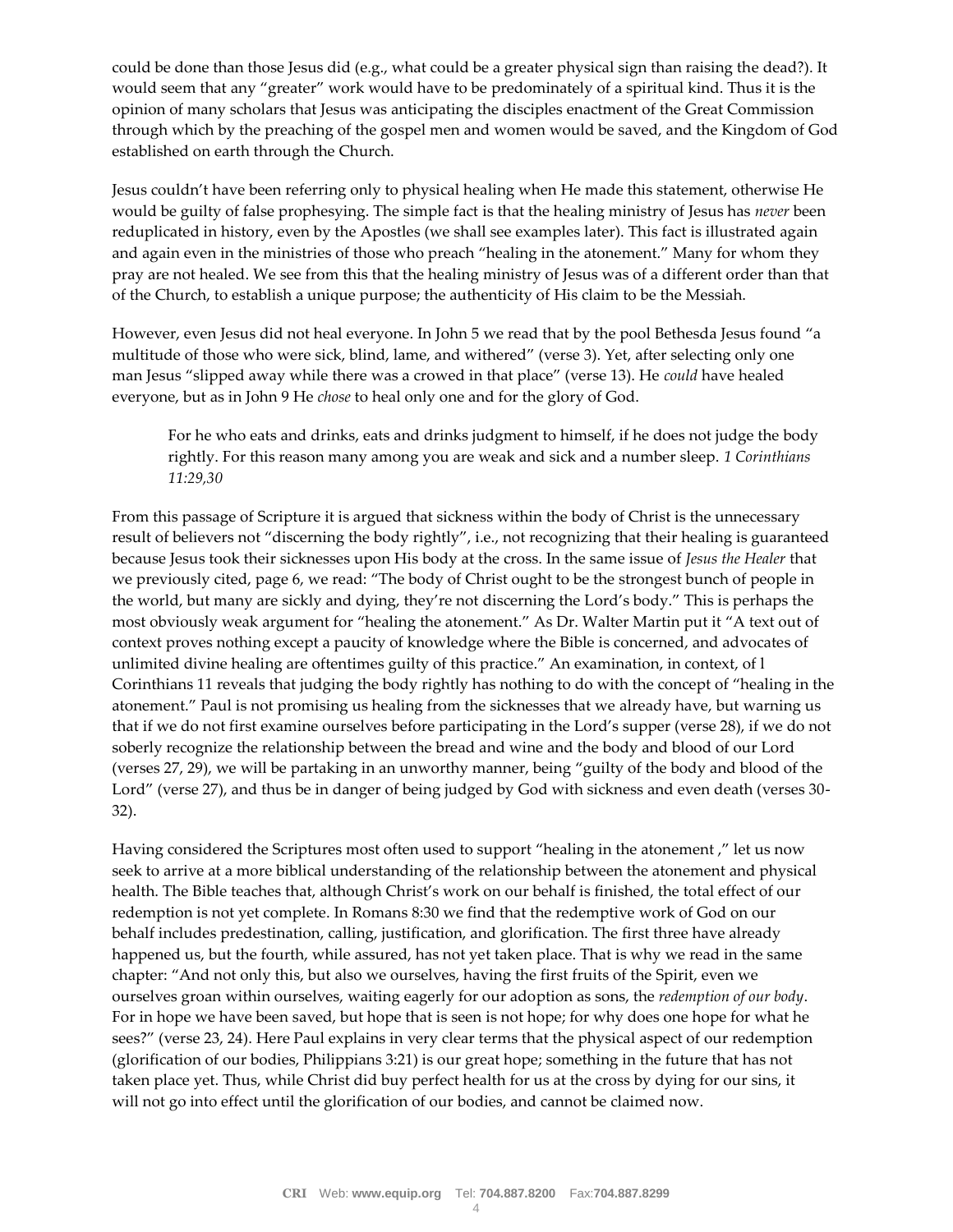could be done than those Jesus did (e.g., what could be a greater physical sign than raising the dead?). It would seem that any "greater" work would have to be predominately of a spiritual kind. Thus it is the opinion of many scholars that Jesus was anticipating the disciples enactment of the Great Commission through which by the preaching of the gospel men and women would be saved, and the Kingdom of God established on earth through the Church.

Jesus couldn't have been referring only to physical healing when He made this statement, otherwise He would be guilty of false prophesying. The simple fact is that the healing ministry of Jesus has *never* been reduplicated in history, even by the Apostles (we shall see examples later). This fact is illustrated again and again even in the ministries of those who preach "healing in the atonement." Many for whom they pray are not healed. We see from this that the healing ministry of Jesus was of a different order than that of the Church, to establish a unique purpose; the authenticity of His claim to be the Messiah.

However, even Jesus did not heal everyone. In John 5 we read that by the pool Bethesda Jesus found "a multitude of those who were sick, blind, lame, and withered" (verse 3). Yet, after selecting only one man Jesus "slipped away while there was a crowed in that place" (verse 13). He *could* have healed everyone, but as in John 9 He *chose* to heal only one and for the glory of God.

> For he who eats and drinks, eats and drinks judgment to himself, if he does not judge the body rightly. For this reason many among you are weak and sick and a number sleep. *1 Corinthians 11:29,30*

From this passage of Scripture it is argued that sickness within the body of Christ is the unnecessary result of believers not "discerning the body rightly", i.e., not recognizing that their healing is guaranteed because Jesus took their sicknesses upon His body at the cross. In the same issue of *Jesus the Healer* that we previously cited, page 6, we read: "The body of Christ ought to be the strongest bunch of people in the world, but many are sickly and dying, they're not discerning the Lord's body." This is perhaps the most obviously weak argument for "healing the atonement." As Dr. Walter Martin put it "A text out of context proves nothing except a paucity of knowledge where the Bible is concerned, and advocates of unlimited divine healing are oftentimes guilty of this practice." An examination, in context, of l Corinthians 11 reveals that judging the body rightly has nothing to do with the concept of "healing in the atonement." Paul is not promising us healing from the sicknesses that we already have, but warning us that if we do not first examine ourselves before participating in the Lord's supper (verse 28), if we do not soberly recognize the relationship between the bread and wine and the body and blood of our Lord (verses 27, 29), we will be partaking in an unworthy manner, being "guilty of the body and blood of the Lord" (verse 27), and thus be in danger of being judged by God with sickness and even death (verses 30-32).

Having considered the Scriptures most often used to support "healing in the atonement ," let us now seek to arrive at a more biblical understanding of the relationship between the atonement and physical health. The Bible teaches that, although Christ's work on our behalf is finished, the total effect of our redemption is not yet complete. In Romans 8:30 we find that the redemptive work of God on our behalf includes predestination, calling, justification, and glorification. The first three have already happened us, but the fourth, while assured, has not yet taken place. That is why we read in the same chapter: "And not only this, but also we ourselves, having the first fruits of the Spirit, even we ourselves groan within ourselves, waiting eagerly for our adoption as sons, the *redemption of our body*. For in hope we have been saved, but hope that is seen is not hope; for why does one hope for what he sees?" (verse 23, 24). Here Paul explains in very clear terms that the physical aspect of our redemption (glorification of our bodies, Philippians 3:21) is our great hope; something in the future that has not taken place yet. Thus, while Christ did buy perfect health for us at the cross by dying for our sins, it will not go into effect until the glorification of our bodies, and cannot be claimed now.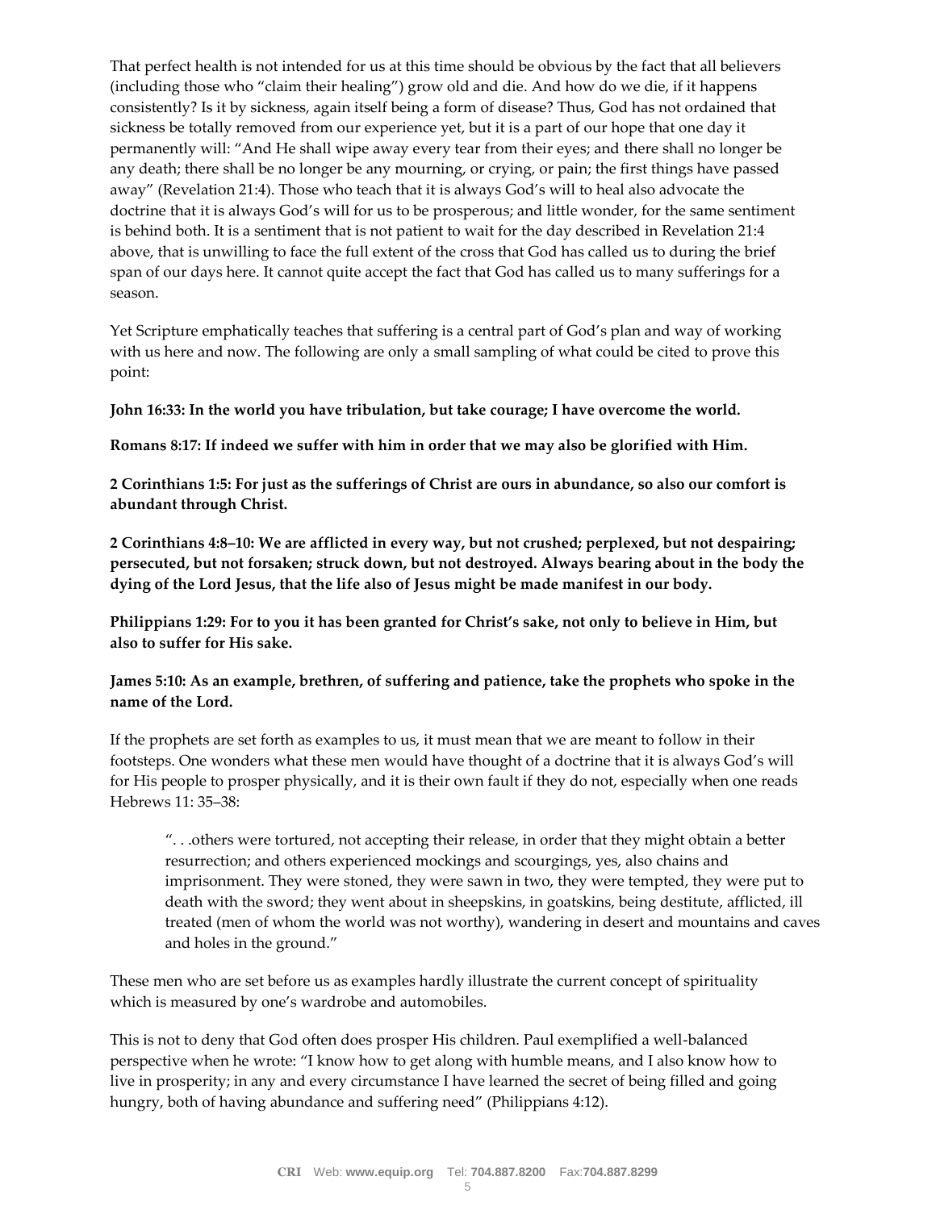That perfect health is not intended for us at this time should be obvious by the fact that all believers (including those who "claim their healing") grow old and die. And how do we die, if it happens consistently? Is it by sickness, again itself being a form of disease? Thus, God has not ordained that sickness be totally removed from our experience yet, but it is a part of our hope that one day it permanently will: "And He shall wipe away every tear from their eyes; and there shall no longer be any death; there shall be no longer be any mourning, or crying, or pain; the first things have passed away" (Revelation 21:4). Those who teach that it is always God's will to heal also advocate the doctrine that it is always God's will for us to be prosperous; and little wonder, for the same sentiment is behind both. It is a sentiment that is not patient to wait for the day described in Revelation 21:4 above, that is unwilling to face the full extent of the cross that God has called us to during the brief span of our days here. It cannot quite accept the fact that God has called us to many sufferings for a season.

Yet Scripture emphatically teaches that suffering is a central part of God's plan and way of working with us here and now. The following are only a small sampling of what could be cited to prove this point:

**John 16:33: In the world you have tribulation, but take courage; I have overcome the world.**

**Romans 8:17: If indeed we suffer with him in order that we may also be glorified with Him.**

**2 Corinthians 1:5: For just as the sufferings of Christ are ours in abundance, so also our comfort is abundant through Christ.**

**2 Corinthians 4:8–10: We are afflicted in every way, but not crushed; perplexed, but not despairing; persecuted, but not forsaken; struck down, but not destroyed. Always bearing about in the body the dying of the Lord Jesus, that the life also of Jesus might be made manifest in our body.**

**Philippians 1:29: For to you it has been granted for Christ's sake, not only to believe in Him, but also to suffer for His sake.**

**James 5:10: As an example, brethren, of suffering and patience, take the prophets who spoke in the name of the Lord.**

If the prophets are set forth as examples to us, it must mean that we are meant to follow in their footsteps. One wonders what these men would have thought of a doctrine that it is always God's will for His people to prosper physically, and it is their own fault if they do not, especially when one reads Hebrews 11: 35–38:

> ". . .others were tortured, not accepting their release, in order that they might obtain a better resurrection; and others experienced mockings and scourgings, yes, also chains and imprisonment. They were stoned, they were sawn in two, they were tempted, they were put to death with the sword; they went about in sheepskins, in goatskins, being destitute, afflicted, ill treated (men of whom the world was not worthy), wandering in desert and mountains and caves and holes in the ground."

These men who are set before us as examples hardly illustrate the current concept of spirituality which is measured by one's wardrobe and automobiles.

This is not to deny that God often does prosper His children. Paul exemplified a well-balanced perspective when he wrote: "I know how to get along with humble means, and I also know how to live in prosperity; in any and every circumstance I have learned the secret of being filled and going hungry, both of having abundance and suffering need" (Philippians 4:12).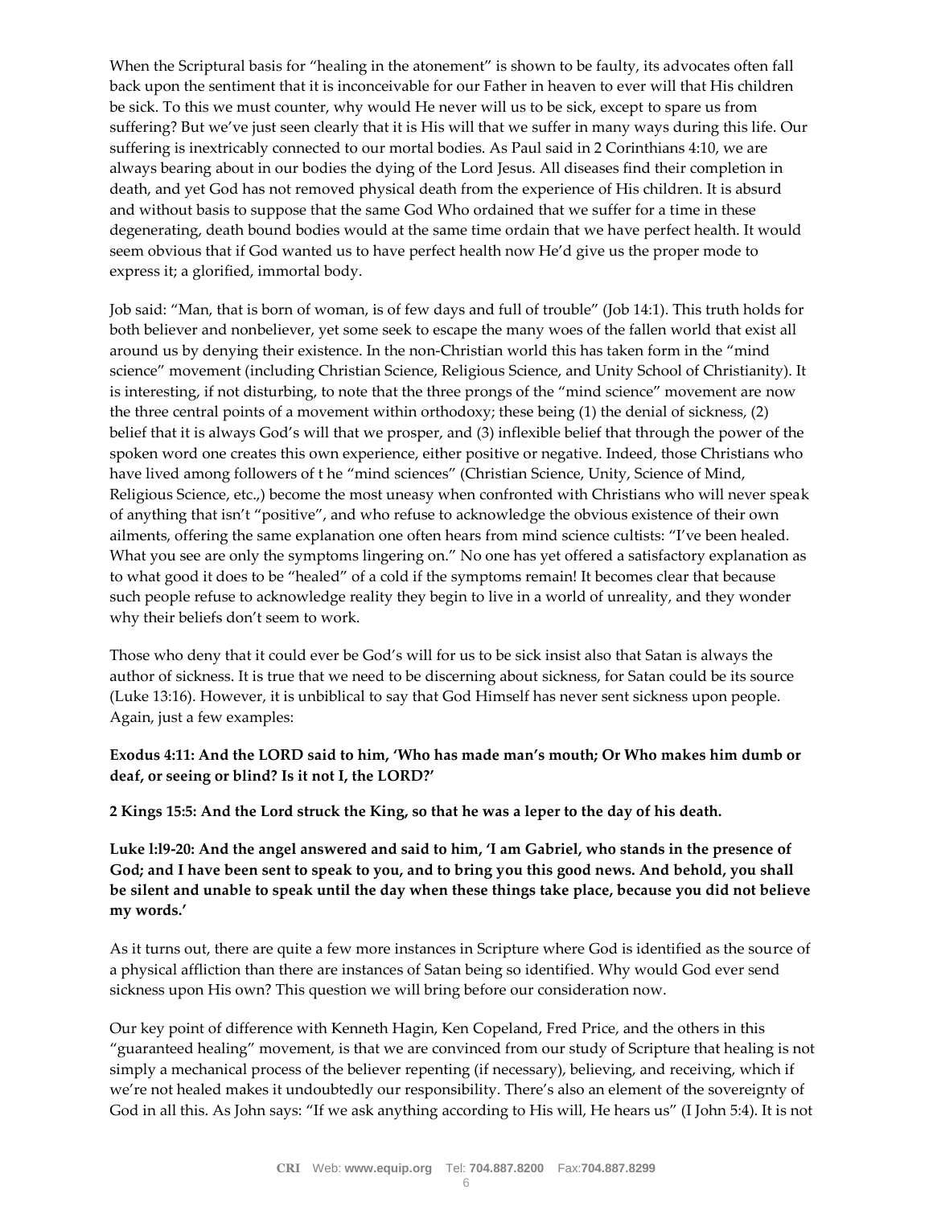When the Scriptural basis for "healing in the atonement" is shown to be faulty, its advocates often fall back upon the sentiment that it is inconceivable for our Father in heaven to ever will that His children be sick. To this we must counter, why would He never will us to be sick, except to spare us from suffering? But we've just seen clearly that it is His will that we suffer in many ways during this life. Our suffering is inextricably connected to our mortal bodies. As Paul said in 2 Corinthians 4:10, we are always bearing about in our bodies the dying of the Lord Jesus. All diseases find their completion in death, and yet God has not removed physical death from the experience of His children. It is absurd and without basis to suppose that the same God Who ordained that we suffer for a time in these degenerating, death bound bodies would at the same time ordain that we have perfect health. It would seem obvious that if God wanted us to have perfect health now He'd give us the proper mode to express it; a glorified, immortal body.

Job said: "Man, that is born of woman, is of few days and full of trouble" (Job 14:1). This truth holds for both believer and nonbeliever, yet some seek to escape the many woes of the fallen world that exist all around us by denying their existence. In the non-Christian world this has taken form in the "mind science" movement (including Christian Science, Religious Science, and Unity School of Christianity). It is interesting, if not disturbing, to note that the three prongs of the "mind science" movement are now the three central points of a movement within orthodoxy; these being (1) the denial of sickness, (2) belief that it is always God's will that we prosper, and (3) inflexible belief that through the power of the spoken word one creates this own experience, either positive or negative. Indeed, those Christians who have lived among followers of t he "mind sciences" (Christian Science, Unity, Science of Mind, Religious Science, etc.,) become the most uneasy when confronted with Christians who will never speak of anything that isn't "positive", and who refuse to acknowledge the obvious existence of their own ailments, offering the same explanation one often hears from mind science cultists: "I've been healed. What you see are only the symptoms lingering on." No one has yet offered a satisfactory explanation as to what good it does to be "healed" of a cold if the symptoms remain! It becomes clear that because such people refuse to acknowledge reality they begin to live in a world of unreality, and they wonder why their beliefs don't seem to work.

Those who deny that it could ever be God's will for us to be sick insist also that Satan is always the author of sickness. It is true that we need to be discerning about sickness, for Satan could be its source (Luke 13:16). However, it is unbiblical to say that God Himself has never sent sickness upon people. Again, just a few examples:

**Exodus 4:11: And the LORD said to him, 'Who has made man's mouth; Or Who makes him dumb or deaf, or seeing or blind? Is it not I, the LORD?'**

**2 Kings 15:5: And the Lord struck the King, so that he was a leper to the day of his death.**

**Luke l:l9-20: And the angel answered and said to him, 'I am Gabriel, who stands in the presence of God; and I have been sent to speak to you, and to bring you this good news. And behold, you shall be silent and unable to speak until the day when these things take place, because you did not believe my words.'**

As it turns out, there are quite a few more instances in Scripture where God is identified as the source of a physical affliction than there are instances of Satan being so identified. Why would God ever send sickness upon His own? This question we will bring before our consideration now.

Our key point of difference with Kenneth Hagin, Ken Copeland, Fred Price, and the others in this "guaranteed healing" movement, is that we are convinced from our study of Scripture that healing is not simply a mechanical process of the believer repenting (if necessary), believing, and receiving, which if we're not healed makes it undoubtedly our responsibility. There's also an element of the sovereignty of God in all this. As John says: "If we ask anything according to His will, He hears us" (I John 5:4). It is not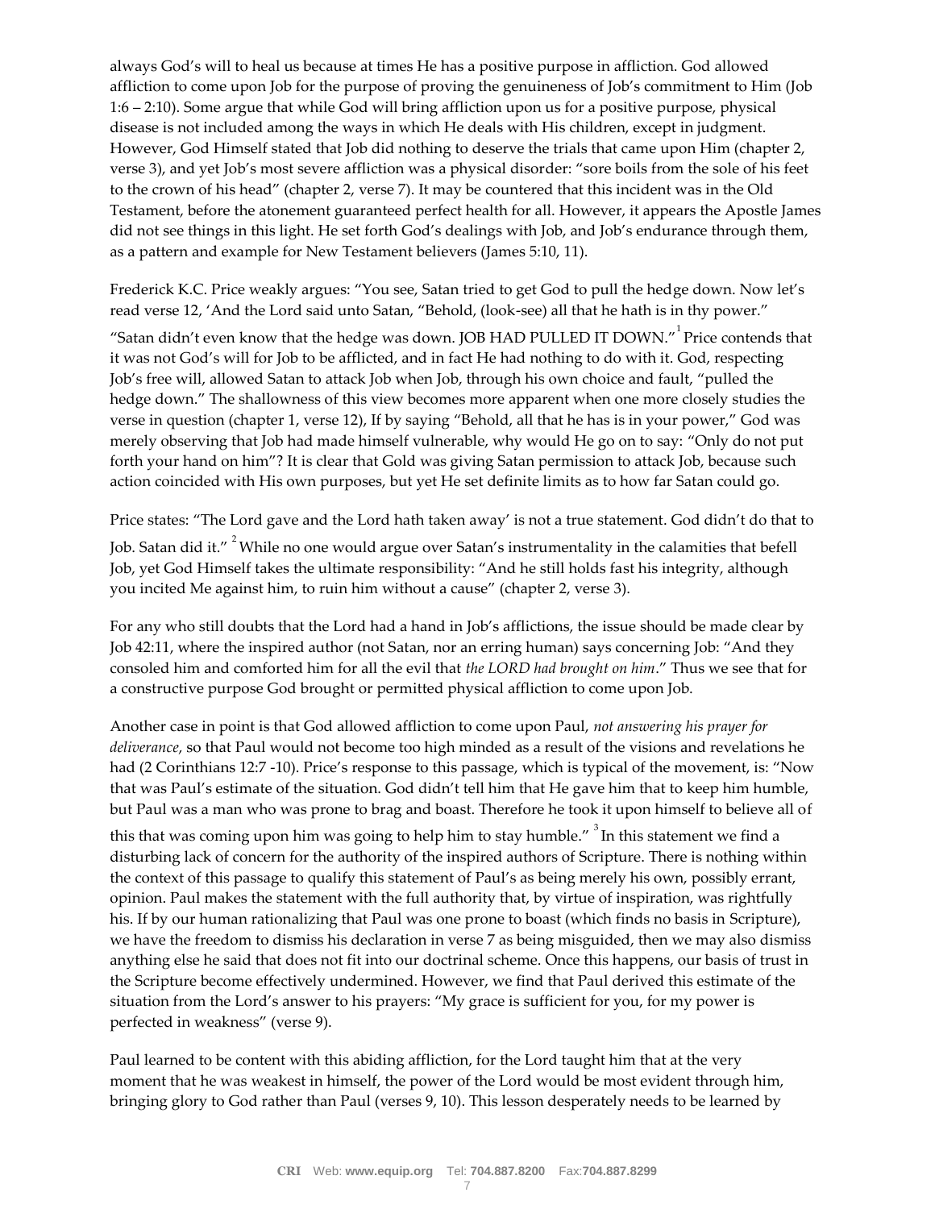always God's will to heal us because at times He has a positive purpose in affliction. God allowed affliction to come upon Job for the purpose of proving the genuineness of Job's commitment to Him (Job 1:6 – 2:10). Some argue that while God will bring affliction upon us for a positive purpose, physical disease is not included among the ways in which He deals with His children, except in judgment. However, God Himself stated that Job did nothing to deserve the trials that came upon Him (chapter 2, verse 3), and yet Job's most severe affliction was a physical disorder: "sore boils from the sole of his feet to the crown of his head" (chapter 2, verse 7). It may be countered that this incident was in the Old Testament, before the atonement guaranteed perfect health for all. However, it appears the Apostle James did not see things in this light. He set forth God's dealings with Job, and Job's endurance through them, as a pattern and example for New Testament believers (James 5:10, 11).

Frederick K.C. Price weakly argues: "You see, Satan tried to get God to pull the hedge down. Now let's read verse 12, 'And the Lord said unto Satan, "Behold, (look-see) all that he hath is in thy power."

"Satan didn't even know that the hedge was down. JOB HAD PULLED IT DOWN."[1] Price contends that it was not God's will for Job to be afflicted, and in fact He had nothing to do with it. God, respecting Job's free will, allowed Satan to attack Job when Job, through his own choice and fault, "pulled the hedge down." The shallowness of this view becomes more apparent when one more closely studies the verse in question (chapter 1, verse 12), If by saying "Behold, all that he has is in your power," God was merely observing that Job had made himself vulnerable, why would He go on to say: "Only do not put forth your hand on him"? It is clear that Gold was giving Satan permission to attack Job, because such action coincided with His own purposes, but yet He set definite limits as to how far Satan could go.

Price states: "The Lord gave and the Lord hath taken away' is not a true statement. God didn't do that to Job. Satan did it."[2] While no one would argue over Satan's instrumentality in the calamities that befell Job, yet God Himself takes the ultimate responsibility: "And he still holds fast his integrity, although you incited Me against him, to ruin him without a cause" (chapter 2, verse 3).

For any who still doubts that the Lord had a hand in Job's afflictions, the issue should be made clear by Job 42:11, where the inspired author (not Satan, nor an erring human) says concerning Job: "And they consoled him and comforted him for all the evil that *the LORD had brought on him*." Thus we see that for a constructive purpose God brought or permitted physical affliction to come upon Job.

Another case in point is that God allowed affliction to come upon Paul, *not answering his prayer for deliverance*, so that Paul would not become too high minded as a result of the visions and revelations he had (2 Corinthians 12:7 -10). Price's response to this passage, which is typical of the movement, is: "Now that was Paul's estimate of the situation. God didn't tell him that He gave him that to keep him humble, but Paul was a man who was prone to brag and boast. Therefore he took it upon himself to believe all of this that was coming upon him was going to help him to stay humble."[3] In this statement we find a disturbing lack of concern for the authority of the inspired authors of Scripture. There is nothing within the context of this passage to qualify this statement of Paul's as being merely his own, possibly errant, opinion. Paul makes the statement with the full authority that, by virtue of inspiration, was rightfully his. If by our human rationalizing that Paul was one prone to boast (which finds no basis in Scripture), we have the freedom to dismiss his declaration in verse 7 as being misguided, then we may also dismiss anything else he said that does not fit into our doctrinal scheme. Once this happens, our basis of trust in the Scripture become effectively undermined. However, we find that Paul derived this estimate of the situation from the Lord's answer to his prayers: "My grace is sufficient for you, for my power is perfected in weakness" (verse 9).

Paul learned to be content with this abiding affliction, for the Lord taught him that at the very moment that he was weakest in himself, the power of the Lord would be most evident through him, bringing glory to God rather than Paul (verses 9, 10). This lesson desperately needs to be learned by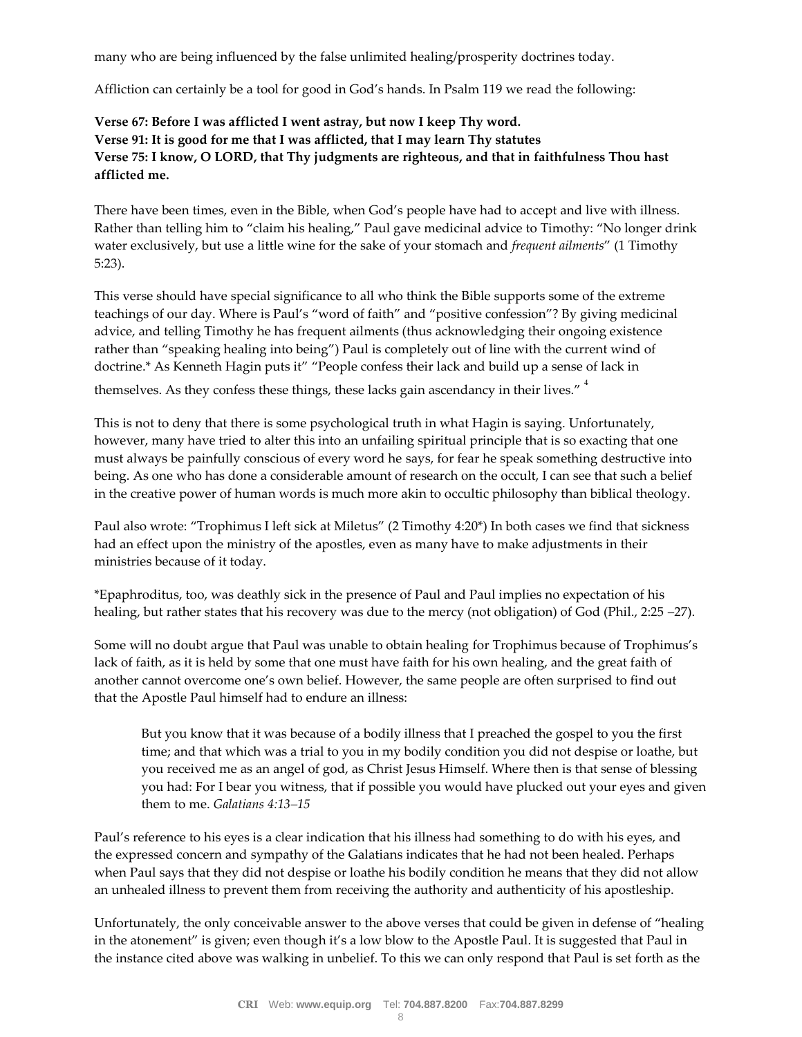many who are being influenced by the false unlimited healing/prosperity doctrines today.

Affliction can certainly be a tool for good in God's hands. In Psalm 119 we read the following:

**Verse 67: Before I was afflicted I went astray, but now I keep Thy word.**
**Verse 91: It is good for me that I was afflicted, that I may learn Thy statutes**
**Verse 75: I know, O LORD, that Thy judgments are righteous, and that in faithfulness Thou hast afflicted me.**

There have been times, even in the Bible, when God's people have had to accept and live with illness. Rather than telling him to "claim his healing," Paul gave medicinal advice to Timothy: "No longer drink water exclusively, but use a little wine for the sake of your stomach and *frequent ailments*" (1 Timothy 5:23).

This verse should have special significance to all who think the Bible supports some of the extreme teachings of our day. Where is Paul's "word of faith" and "positive confession"? By giving medicinal advice, and telling Timothy he has frequent ailments (thus acknowledging their ongoing existence rather than "speaking healing into being") Paul is completely out of line with the current wind of doctrine.* As Kenneth Hagin puts it" "People confess their lack and build up a sense of lack in themselves. As they confess these things, these lacks gain ascendancy in their lives." [4]

This is not to deny that there is some psychological truth in what Hagin is saying. Unfortunately, however, many have tried to alter this into an unfailing spiritual principle that is so exacting that one must always be painfully conscious of every word he says, for fear he speak something destructive into being. As one who has done a considerable amount of research on the occult, I can see that such a belief in the creative power of human words is much more akin to occultic philosophy than biblical theology.

Paul also wrote: "Trophimus I left sick at Miletus" (2 Timothy 4:20*) In both cases we find that sickness had an effect upon the ministry of the apostles, even as many have to make adjustments in their ministries because of it today.

*Epaphroditus, too, was deathly sick in the presence of Paul and Paul implies no expectation of his healing, but rather states that his recovery was due to the mercy (not obligation) of God (Phil., 2:25 –27).

Some will no doubt argue that Paul was unable to obtain healing for Trophimus because of Trophimus's lack of faith, as it is held by some that one must have faith for his own healing, and the great faith of another cannot overcome one's own belief. However, the same people are often surprised to find out that the Apostle Paul himself had to endure an illness:

> But you know that it was because of a bodily illness that I preached the gospel to you the first time; and that which was a trial to you in my bodily condition you did not despise or loathe, but you received me as an angel of god, as Christ Jesus Himself. Where then is that sense of blessing you had: For I bear you witness, that if possible you would have plucked out your eyes and given them to me. *Galatians 4:13–15*

Paul's reference to his eyes is a clear indication that his illness had something to do with his eyes, and the expressed concern and sympathy of the Galatians indicates that he had not been healed. Perhaps when Paul says that they did not despise or loathe his bodily condition he means that they did not allow an unhealed illness to prevent them from receiving the authority and authenticity of his apostleship.

Unfortunately, the only conceivable answer to the above verses that could be given in defense of "healing in the atonement" is given; even though it's a low blow to the Apostle Paul. It is suggested that Paul in the instance cited above was walking in unbelief. To this we can only respond that Paul is set forth as the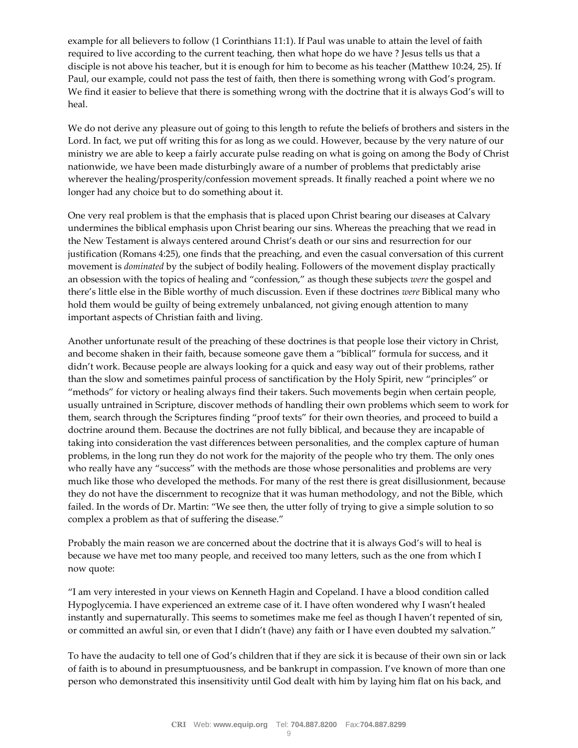example for all believers to follow (1 Corinthians 11:1). If Paul was unable to attain the level of faith required to live according to the current teaching, then what hope do we have ? Jesus tells us that a disciple is not above his teacher, but it is enough for him to become as his teacher (Matthew 10:24, 25). If Paul, our example, could not pass the test of faith, then there is something wrong with God's program. We find it easier to believe that there is something wrong with the doctrine that it is always God's will to heal.

We do not derive any pleasure out of going to this length to refute the beliefs of brothers and sisters in the Lord. In fact, we put off writing this for as long as we could. However, because by the very nature of our ministry we are able to keep a fairly accurate pulse reading on what is going on among the Body of Christ nationwide, we have been made disturbingly aware of a number of problems that predictably arise wherever the healing/prosperity/confession movement spreads. It finally reached a point where we no longer had any choice but to do something about it.

One very real problem is that the emphasis that is placed upon Christ bearing our diseases at Calvary undermines the biblical emphasis upon Christ bearing our sins. Whereas the preaching that we read in the New Testament is always centered around Christ's death or our sins and resurrection for our justification (Romans 4:25), one finds that the preaching, and even the casual conversation of this current movement is *dominated* by the subject of bodily healing. Followers of the movement display practically an obsession with the topics of healing and "confession," as though these subjects *were* the gospel and there's little else in the Bible worthy of much discussion. Even if these doctrines *were* Biblical many who hold them would be guilty of being extremely unbalanced, not giving enough attention to many important aspects of Christian faith and living.

Another unfortunate result of the preaching of these doctrines is that people lose their victory in Christ, and become shaken in their faith, because someone gave them a "biblical" formula for success, and it didn't work. Because people are always looking for a quick and easy way out of their problems, rather than the slow and sometimes painful process of sanctification by the Holy Spirit, new "principles" or "methods" for victory or healing always find their takers. Such movements begin when certain people, usually untrained in Scripture, discover methods of handling their own problems which seem to work for them, search through the Scriptures finding "proof texts" for their own theories, and proceed to build a doctrine around them. Because the doctrines are not fully biblical, and because they are incapable of taking into consideration the vast differences between personalities, and the complex capture of human problems, in the long run they do not work for the majority of the people who try them. The only ones who really have any "success" with the methods are those whose personalities and problems are very much like those who developed the methods. For many of the rest there is great disillusionment, because they do not have the discernment to recognize that it was human methodology, and not the Bible, which failed. In the words of Dr. Martin: "We see then, the utter folly of trying to give a simple solution to so complex a problem as that of suffering the disease."

Probably the main reason we are concerned about the doctrine that it is always God's will to heal is because we have met too many people, and received too many letters, such as the one from which I now quote:

"I am very interested in your views on Kenneth Hagin and Copeland. I have a blood condition called Hypoglycemia. I have experienced an extreme case of it. I have often wondered why I wasn't healed instantly and supernaturally. This seems to sometimes make me feel as though I haven't repented of sin, or committed an awful sin, or even that I didn't (have) any faith or I have even doubted my salvation."

To have the audacity to tell one of God's children that if they are sick it is because of their own sin or lack of faith is to abound in presumptuousness, and be bankrupt in compassion. I've known of more than one person who demonstrated this insensitivity until God dealt with him by laying him flat on his back, and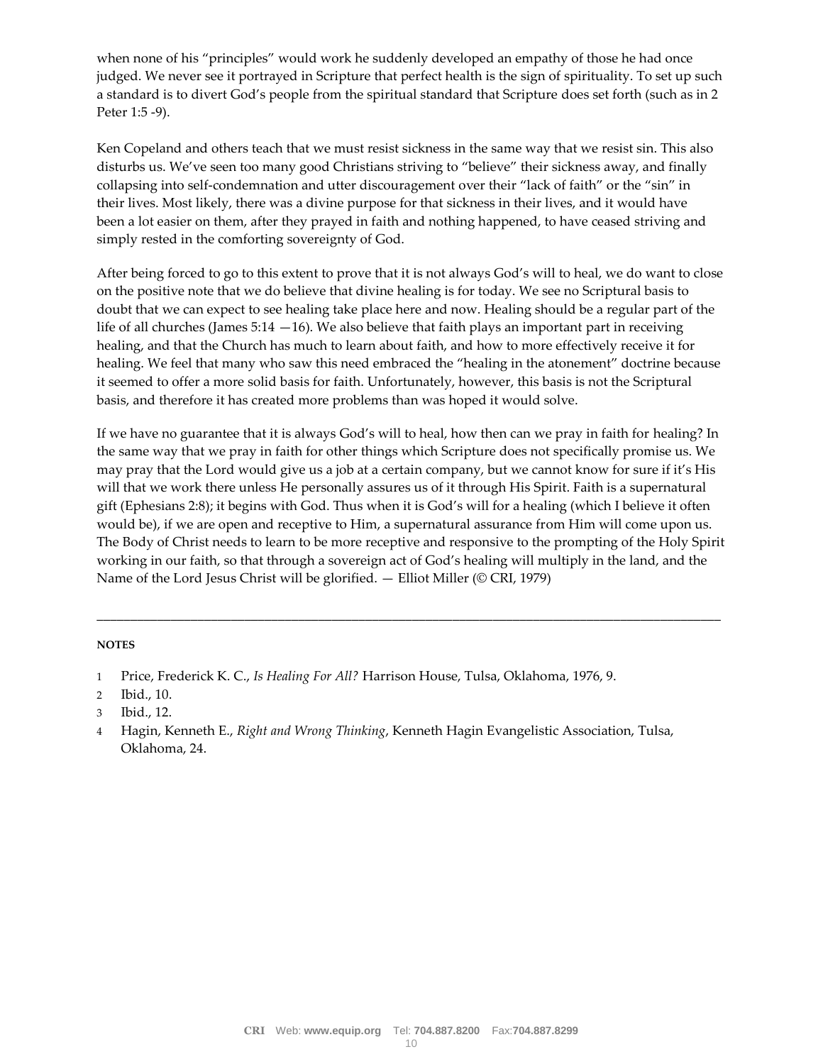when none of his "principles" would work he suddenly developed an empathy of those he had once judged. We never see it portrayed in Scripture that perfect health is the sign of spirituality. To set up such a standard is to divert God's people from the spiritual standard that Scripture does set forth (such as in 2 Peter 1:5 -9).

Ken Copeland and others teach that we must resist sickness in the same way that we resist sin. This also disturbs us. We've seen too many good Christians striving to "believe" their sickness away, and finally collapsing into self-condemnation and utter discouragement over their "lack of faith" or the "sin" in their lives. Most likely, there was a divine purpose for that sickness in their lives, and it would have been a lot easier on them, after they prayed in faith and nothing happened, to have ceased striving and simply rested in the comforting sovereignty of God.

After being forced to go to this extent to prove that it is not always God's will to heal, we do want to close on the positive note that we do believe that divine healing is for today. We see no Scriptural basis to doubt that we can expect to see healing take place here and now. Healing should be a regular part of the life of all churches (James 5:14 —16). We also believe that faith plays an important part in receiving healing, and that the Church has much to learn about faith, and how to more effectively receive it for healing. We feel that many who saw this need embraced the "healing in the atonement" doctrine because it seemed to offer a more solid basis for faith. Unfortunately, however, this basis is not the Scriptural basis, and therefore it has created more problems than was hoped it would solve.

If we have no guarantee that it is always God's will to heal, how then can we pray in faith for healing? In the same way that we pray in faith for other things which Scripture does not specifically promise us. We may pray that the Lord would give us a job at a certain company, but we cannot know for sure if it's His will that we work there unless He personally assures us of it through His Spirit. Faith is a supernatural gift (Ephesians 2:8); it begins with God. Thus when it is God's will for a healing (which I believe it often would be), if we are open and receptive to Him, a supernatural assurance from Him will come upon us. The Body of Christ needs to learn to be more receptive and responsive to the prompting of the Holy Spirit working in our faith, so that through a sovereign act of God's healing will multiply in the land, and the Name of the Lord Jesus Christ will be glorified. — Elliot Miller (© CRI, 1979)

---

**NOTES**

1 Price, Frederick K. C., *Is Healing For All?* Harrison House, Tulsa, Oklahoma, 1976, 9.

2 Ibid., 10.

3 Ibid., 12.

4 Hagin, Kenneth E., *Right and Wrong Thinking*, Kenneth Hagin Evangelistic Association, Tulsa, Oklahoma, 24.